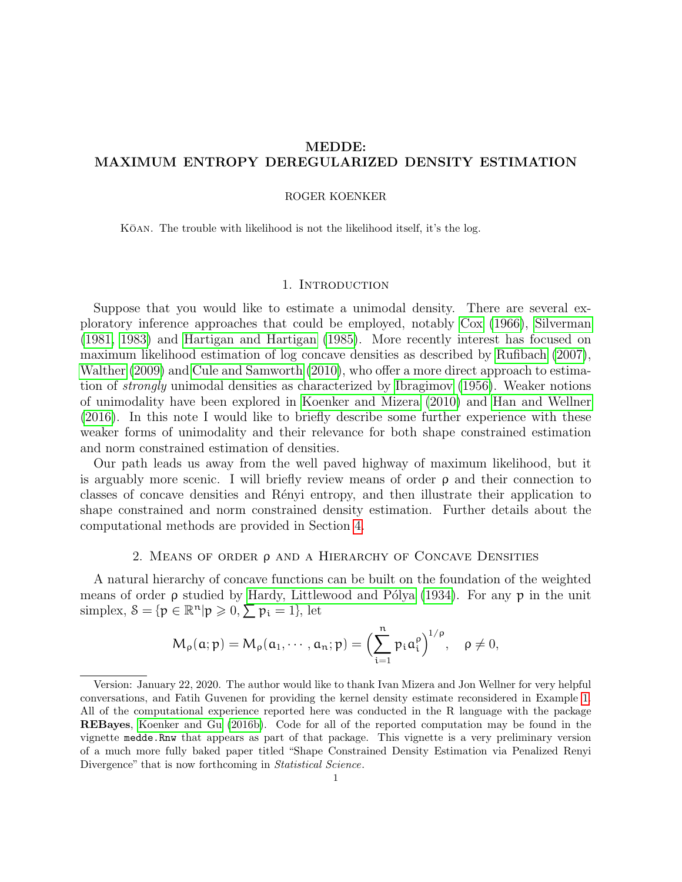# MEDDE: MAXIMUM ENTROPY DEREGULARIZED DENSITY ESTIMATION

ROGER KOENKER

KŌAN. The trouble with likelihood is not the likelihood itself, it's the log.

## 1. Introduction

Suppose that you would like to estimate a unimodal density. There are several exploratory inference approaches that could be employed, notably Cox (1966), Silverman (1981, 1983) and Hartigan and Hartigan (1985). More recently interest has focused on maximum likelihood estimation of log concave densities as described by Rufibach (2007), Walther (2009) and Cule and Samworth (2010), who offer a more direct approach to estimation of *strongly* unimodal densities as characterized by Ibragimov (1956). Weaker notions of unimodality have been explored in Koenker and Mizera (2010) and Han and Wellner (2016). In this note I would like to briefly describe some further experience with these weaker forms of unimodality and their relevance for both shape constrained estimation and norm constrained estimation of densities.

Our path leads us away from the well paved highway of maximum likelihood, but it is arguably more scenic. I will briefly review means of order $\rho$ and their connection to classes of concave densities and Rényi entropy, and then illustrate their application to shape constrained and norm constrained density estimation. Further details about the computational methods are provided in Section 4.

## 2. Means of order $\rho$ and a Hierarchy of Concave Densities

A natural hierarchy of concave functions can be built on the foundation of the weighted means of order $\rho$ studied by Hardy, Littlewood and Pólya (1934). For any $p$ in the unit simplex, $\mathcal{S} = \{p \in \mathbb{R}^n | p \geqslant 0, \sum p_i = 1\}$, let

$$M_\rho(a; p) = M_\rho(a_1, \cdots, a_n; p) = \Big(\sum_{i=1}^{n} p_i a_i^\rho\Big)^{1/\rho}, \quad \rho \neq 0,$$

Version: January 22, 2020. The author would like to thank Ivan Mizera and Jon Wellner for very helpful conversations, and Fatih Guvenen for providing the kernel density estimate reconsidered in Example 1. All of the computational experience reported here was conducted in the R language with the package **REBayes**, Koenker and Gu (2016b). Code for all of the reported computation may be found in the vignette `medde.Rnw` that appears as part of that package. This vignette is a very preliminary version of a much more fully baked paper titled "Shape Constrained Density Estimation via Penalized Renyi Divergence" that is now forthcoming in *Statistical Science*.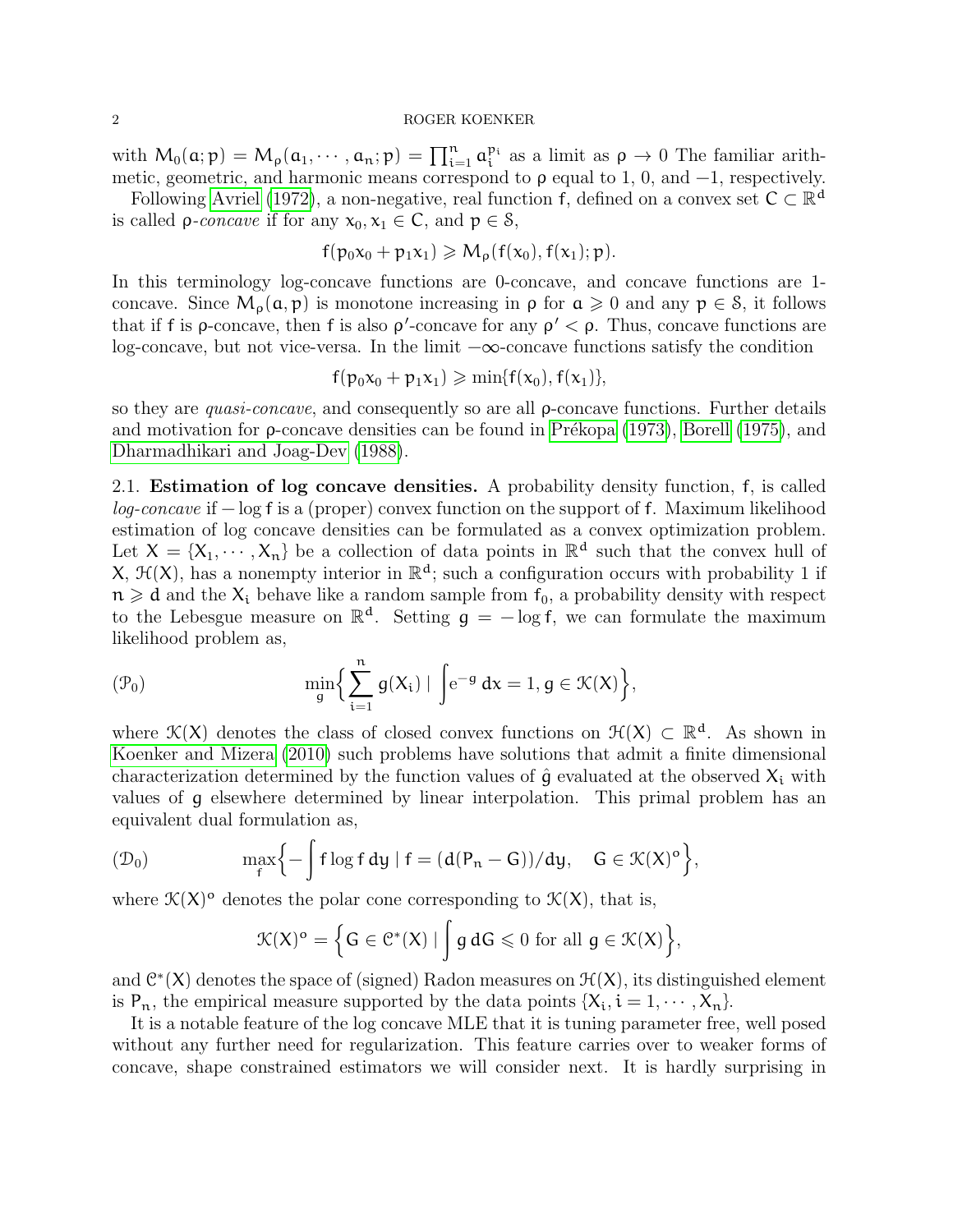with $M_0(a; p) = M_\rho(a_1, \cdots, a_n; p) = \prod_{i=1}^n a_i^{p_i}$ as a limit as $\rho \to 0$ The familiar arithmetic, geometric, and harmonic means correspond to $\rho$ equal to 1, 0, and $-1$, respectively.

Following Avriel (1972), a non-negative, real function $f$, defined on a convex set $C \subset \mathbb{R}^d$ is called $\rho$-*concave* if for any $x_0, x_1 \in C$, and $p \in \mathcal{S}$,

$$f(p_0 x_0 + p_1 x_1) \geqslant M_\rho(f(x_0), f(x_1); p).$$

In this terminology log-concave functions are 0-concave, and concave functions are 1-concave. Since $M_\rho(a, p)$ is monotone increasing in $\rho$ for $a \geqslant 0$ and any $p \in \mathcal{S}$, it follows that if $f$ is $\rho$-concave, then $f$ is also $\rho'$-concave for any $\rho' < \rho$. Thus, concave functions are log-concave, but not vice-versa. In the limit $-\infty$-concave functions satisfy the condition

$$f(p_0 x_0 + p_1 x_1) \geqslant \min\{f(x_0), f(x_1)\},$$

so they are *quasi-concave*, and consequently so are all $\rho$-concave functions. Further details and motivation for $\rho$-concave densities can be found in Prékopa (1973), Borell (1975), and Dharmadhikari and Joag-Dev (1988).

2.1. **Estimation of log concave densities.** A probability density function, $f$, is called *log-concave* if $-\log f$ is a (proper) convex function on the support of $f$. Maximum likelihood estimation of log concave densities can be formulated as a convex optimization problem. Let $X = \{X_1, \cdots, X_n\}$ be a collection of data points in $\mathbb{R}^d$ such that the convex hull of $X$, $\mathcal{H}(X)$, has a nonempty interior in $\mathbb{R}^d$; such a configuration occurs with probability 1 if $n \geqslant d$ and the $X_i$ behave like a random sample from $f_0$, a probability density with respect to the Lebesgue measure on $\mathbb{R}^d$. Setting $g = -\log f$, we can formulate the maximum likelihood problem as,

$$(\mathcal{P}_0) \qquad \min_g \Big\{ \sum_{i=1}^n g(X_i) \mid \int e^{-g}\, dx = 1, g \in \mathcal{K}(X) \Big\},$$

where $\mathcal{K}(X)$ denotes the class of closed convex functions on $\mathcal{H}(X) \subset \mathbb{R}^d$. As shown in Koenker and Mizera (2010) such problems have solutions that admit a finite dimensional characterization determined by the function values of $\hat{g}$ evaluated at the observed $X_i$ with values of $g$ elsewhere determined by linear interpolation. This primal problem has an equivalent dual formulation as,

$$(\mathcal{D}_0) \qquad \max_f \Big\{ -\int f \log f\, dy \mid f = (d(P_n - G))/dy, \quad G \in \mathcal{K}(X)^o \Big\},$$

where $\mathcal{K}(X)^o$ denotes the polar cone corresponding to $\mathcal{K}(X)$, that is,

$$\mathcal{K}(X)^o = \Big\{ G \in \mathcal{C}^*(X) \mid \int g\, dG \leqslant 0 \text{ for all } g \in \mathcal{K}(X) \Big\},$$

and $\mathcal{C}^*(X)$ denotes the space of (signed) Radon measures on $\mathcal{H}(X)$, its distinguished element is $P_n$, the empirical measure supported by the data points $\{X_i, i = 1, \cdots, X_n\}$.

It is a notable feature of the log concave MLE that it is tuning parameter free, well posed without any further need for regularization. This feature carries over to weaker forms of concave, shape constrained estimators we will consider next. It is hardly surprising in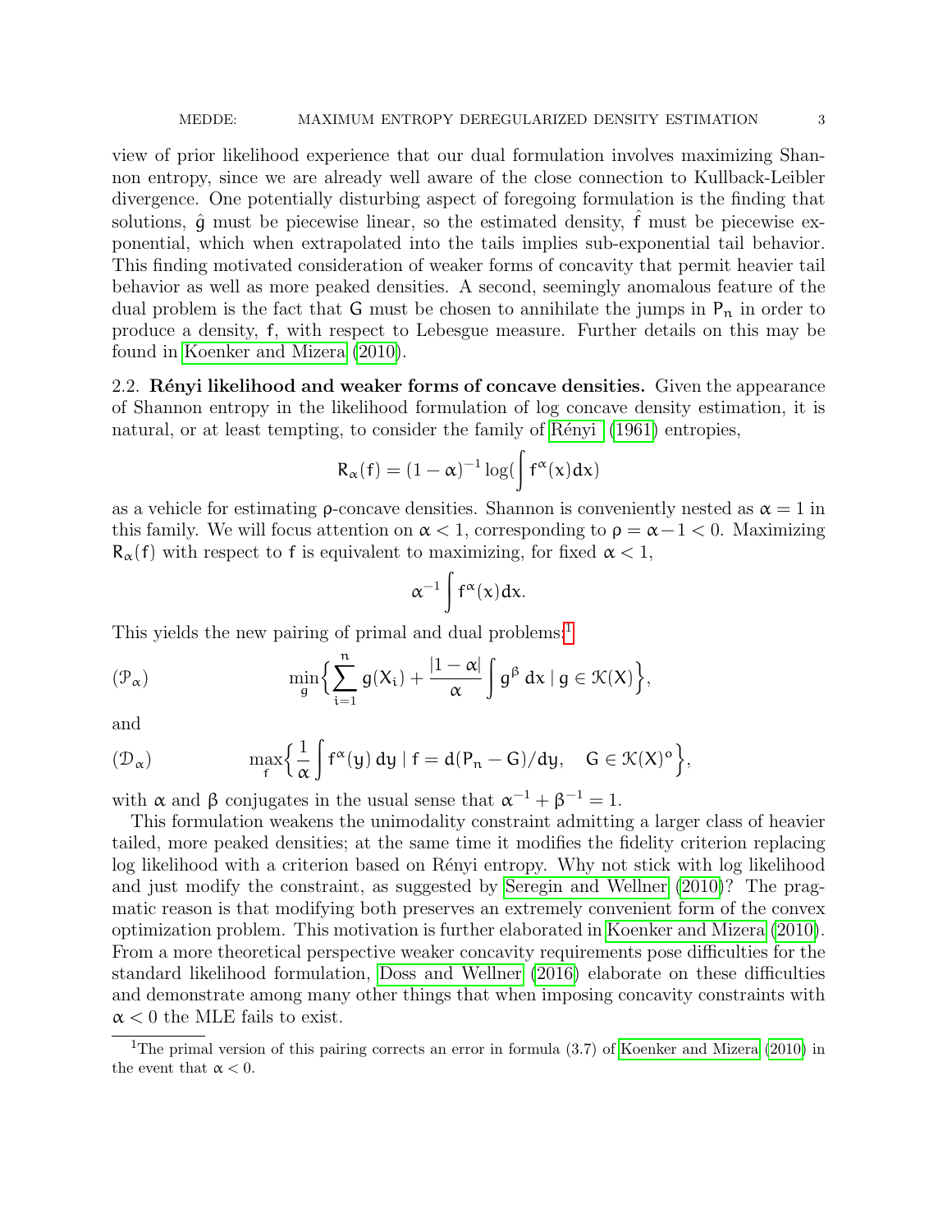view of prior likelihood experience that our dual formulation involves maximizing Shannon entropy, since we are already well aware of the close connection to Kullback-Leibler divergence. One potentially disturbing aspect of foregoing formulation is the finding that solutions, $\hat{g}$ must be piecewise linear, so the estimated density, $\hat{f}$ must be piecewise exponential, which when extrapolated into the tails implies sub-exponential tail behavior. This finding motivated consideration of weaker forms of concavity that permit heavier tail behavior as well as more peaked densities. A second, seemingly anomalous feature of the dual problem is the fact that $G$ must be chosen to annihilate the jumps in $P_n$ in order to produce a density, $f$, with respect to Lebesgue measure. Further details on this may be found in Koenker and Mizera (2010).

2.2. **Rényi likelihood and weaker forms of concave densities.** Given the appearance of Shannon entropy in the likelihood formulation of log concave density estimation, it is natural, or at least tempting, to consider the family of Rényi (1961) entropies,

$$R_\alpha(f) = (1-\alpha)^{-1} \log\left(\int f^\alpha(x)dx\right)$$

as a vehicle for estimating $\rho$-concave densities. Shannon is conveniently nested as $\alpha = 1$ in this family. We will focus attention on $\alpha < 1$, corresponding to $\rho = \alpha - 1 < 0$. Maximizing $R_\alpha(f)$ with respect to $f$ is equivalent to maximizing, for fixed $\alpha < 1$,

$$\alpha^{-1} \int f^\alpha(x)dx.$$

This yields the new pairing of primal and dual problems:[1]

$$(\mathcal{P}_\alpha) \qquad \min_g \Big\{ \sum_{i=1}^n g(X_i) + \frac{|1-\alpha|}{\alpha} \int g^\beta \, dx \mid g \in \mathcal{K}(X) \Big\},$$

and

$$(\mathcal{D}_\alpha) \qquad \max_f \Big\{ \frac{1}{\alpha} \int f^\alpha(y)\, dy \mid f = d(P_n - G)/dy, \quad G \in \mathcal{K}(X)^o \Big\},$$

with $\alpha$ and $\beta$ conjugates in the usual sense that $\alpha^{-1} + \beta^{-1} = 1$.

This formulation weakens the unimodality constraint admitting a larger class of heavier tailed, more peaked densities; at the same time it modifies the fidelity criterion replacing log likelihood with a criterion based on Rényi entropy. Why not stick with log likelihood and just modify the constraint, as suggested by Seregin and Wellner (2010)? The pragmatic reason is that modifying both preserves an extremely convenient form of the convex optimization problem. This motivation is further elaborated in Koenker and Mizera (2010). From a more theoretical perspective weaker concavity requirements pose difficulties for the standard likelihood formulation, Doss and Wellner (2016) elaborate on these difficulties and demonstrate among many other things that when imposing concavity constraints with $\alpha < 0$ the MLE fails to exist.

[1] The primal version of this pairing corrects an error in formula (3.7) of Koenker and Mizera (2010) in the event that $\alpha < 0$.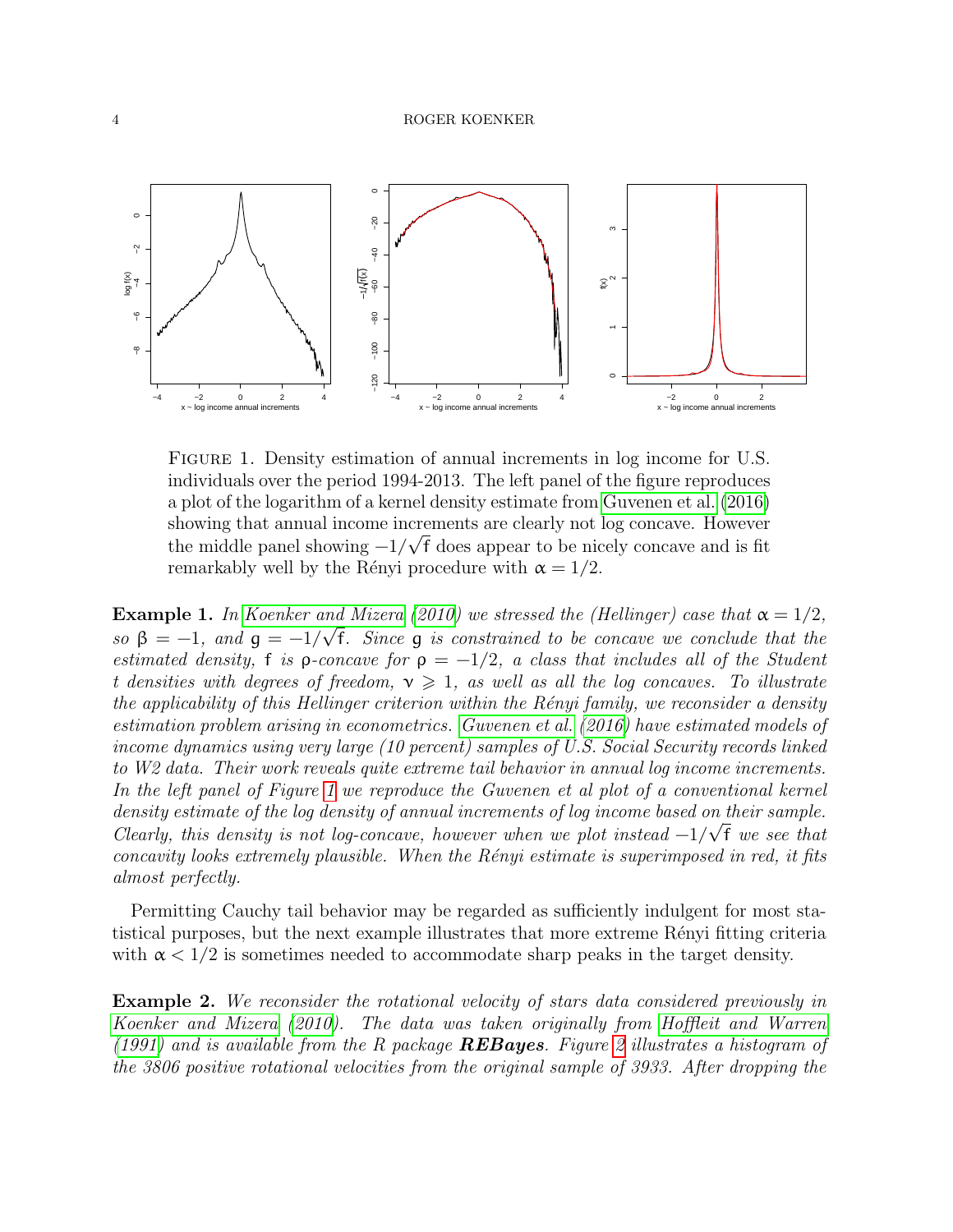FIGURE 1. Density estimation of annual increments in log income for U.S. individuals over the period 1994-2013. The left panel of the figure reproduces a plot of the logarithm of a kernel density estimate from Guvenen et al. (2016) showing that annual income increments are clearly not log concave. However the middle panel showing $-1/\sqrt{f}$ does appear to be nicely concave and is fit remarkably well by the Rényi procedure with $\alpha = 1/2$.

**Example 1.** *In Koenker and Mizera (2010) we stressed the (Hellinger) case that $\alpha = 1/2$, so $\beta = -1$, and $g = -1/\sqrt{f}$. Since $g$ is constrained to be concave we conclude that the estimated density, $f$ is $\rho$-concave for $\rho = -1/2$, a class that includes all of the Student t densities with degrees of freedom, $\nu \geqslant 1$, as well as all the log concaves. To illustrate the applicability of this Hellinger criterion within the Rényi family, we reconsider a density estimation problem arising in econometrics. Guvenen et al. (2016) have estimated models of income dynamics using very large (10 percent) samples of U.S. Social Security records linked to W2 data. Their work reveals quite extreme tail behavior in annual log income increments. In the left panel of Figure 1 we reproduce the Guvenen et al plot of a conventional kernel density estimate of the log density of annual increments of log income based on their sample. Clearly, this density is not log-concave, however when we plot instead $-1/\sqrt{f}$ we see that concavity looks extremely plausible. When the Rényi estimate is superimposed in red, it fits almost perfectly.*

Permitting Cauchy tail behavior may be regarded as sufficiently indulgent for most statistical purposes, but the next example illustrates that more extreme Rényi fitting criteria with $\alpha < 1/2$ is sometimes needed to accommodate sharp peaks in the target density.

**Example 2.** *We reconsider the rotational velocity of stars data considered previously in Koenker and Mizera (2010). The data was taken originally from Hoffleit and Warren (1991) and is available from the R package **REBayes**. Figure 2 illustrates a histogram of the 3806 positive rotational velocities from the original sample of 3933. After dropping the*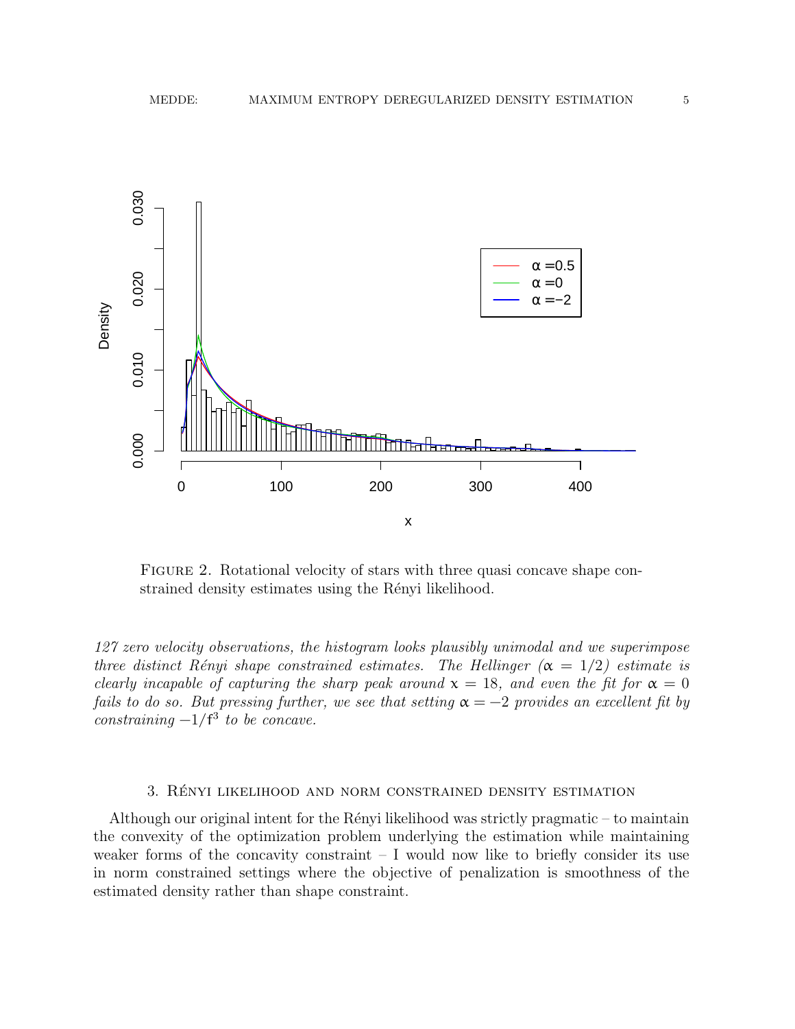FIGURE 2. Rotational velocity of stars with three quasi concave shape constrained density estimates using the Rényi likelihood.

*127 zero velocity observations, the histogram looks plausibly unimodal and we superimpose three distinct Rényi shape constrained estimates. The Hellinger ($\alpha = 1/2$) estimate is clearly incapable of capturing the sharp peak around $x = 18$, and even the fit for $\alpha = 0$ fails to do so. But pressing further, we see that setting $\alpha = -2$ provides an excellent fit by constraining $-1/f^3$ to be concave.*

## 3. Rényi likelihood and norm constrained density estimation

Although our original intent for the Rényi likelihood was strictly pragmatic – to maintain the convexity of the optimization problem underlying the estimation while maintaining weaker forms of the concavity constraint – I would now like to briefly consider its use in norm constrained settings where the objective of penalization is smoothness of the estimated density rather than shape constraint.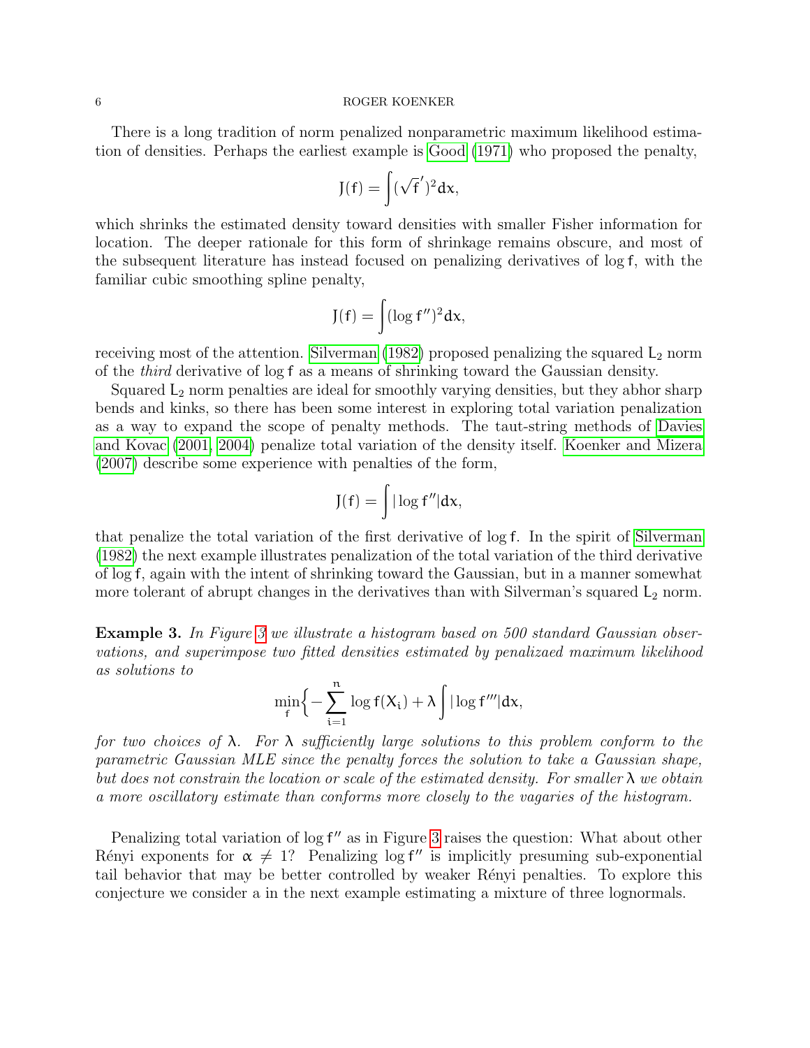There is a long tradition of norm penalized nonparametric maximum likelihood estimation of densities. Perhaps the earliest example is Good (1971) who proposed the penalty,

$$J(f) = \int (\sqrt{f}')^2 dx,$$

which shrinks the estimated density toward densities with smaller Fisher information for location. The deeper rationale for this form of shrinkage remains obscure, and most of the subsequent literature has instead focused on penalizing derivatives of $\log f$, with the familiar cubic smoothing spline penalty,

$$J(f) = \int (\log f'')^2 dx,$$

receiving most of the attention. Silverman (1982) proposed penalizing the squared $L_2$ norm of the *third* derivative of $\log f$ as a means of shrinking toward the Gaussian density.

Squared $L_2$ norm penalties are ideal for smoothly varying densities, but they abhor sharp bends and kinks, so there has been some interest in exploring total variation penalization as a way to expand the scope of penalty methods. The taut-string methods of Davies and Kovac (2001, 2004) penalize total variation of the density itself. Koenker and Mizera (2007) describe some experience with penalties of the form,

$$J(f) = \int |\log f''| dx,$$

that penalize the total variation of the first derivative of $\log f$. In the spirit of Silverman (1982) the next example illustrates penalization of the total variation of the third derivative of $\log f$, again with the intent of shrinking toward the Gaussian, but in a manner somewhat more tolerant of abrupt changes in the derivatives than with Silverman's squared $L_2$ norm.

**Example 3.** *In Figure 3 we illustrate a histogram based on 500 standard Gaussian observations, and superimpose two fitted densities estimated by penalizaed maximum likelihood as solutions to*

$$\min_f \Big\{ -\sum_{i=1}^{n} \log f(X_i) + \lambda \int |\log f'''| dx,$$

*for two choices of $\lambda$. For $\lambda$ sufficiently large solutions to this problem conform to the parametric Gaussian MLE since the penalty forces the solution to take a Gaussian shape, but does not constrain the location or scale of the estimated density. For smaller $\lambda$ we obtain a more oscillatory estimate than conforms more closely to the vagaries of the histogram.*

Penalizing total variation of $\log f''$ as in Figure 3 raises the question: What about other Rényi exponents for $\alpha \neq 1$? Penalizing $\log f''$ is implicitly presuming sub-exponential tail behavior that may be better controlled by weaker Rényi penalties. To explore this conjecture we consider a in the next example estimating a mixture of three lognormals.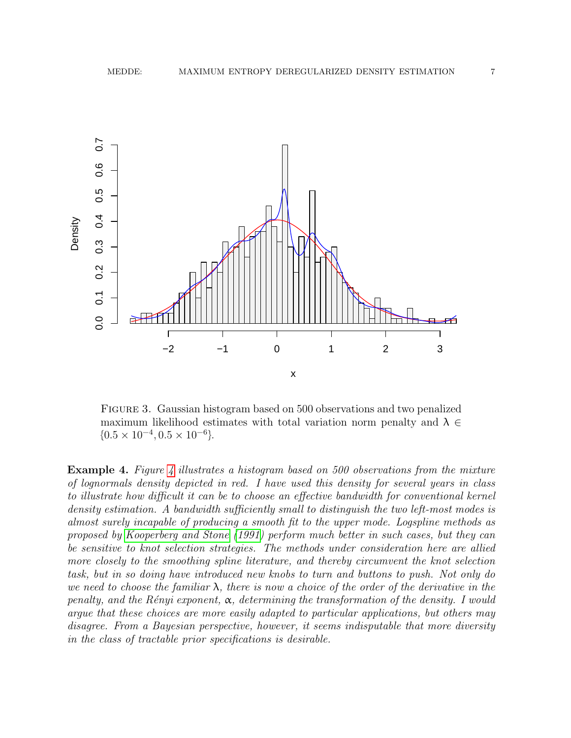FIGURE 3. Gaussian histogram based on 500 observations and two penalized maximum likelihood estimates with total variation norm penalty and $\lambda \in \{0.5 \times 10^{-4}, 0.5 \times 10^{-6}\}$.

**Example 4.** *Figure 4 illustrates a histogram based on 500 observations from the mixture of lognormals density depicted in red. I have used this density for several years in class to illustrate how difficult it can be to choose an effective bandwidth for conventional kernel density estimation. A bandwidth sufficiently small to distinguish the two left-most modes is almost surely incapable of producing a smooth fit to the upper mode. Logspline methods as proposed by Kooperberg and Stone (1991) perform much better in such cases, but they can be sensitive to knot selection strategies. The methods under consideration here are allied more closely to the smoothing spline literature, and thereby circumvent the knot selection task, but in so doing have introduced new knobs to turn and buttons to push. Not only do we need to choose the familiar $\lambda$, there is now a choice of the order of the derivative in the penalty, and the Rényi exponent, $\alpha$, determining the transformation of the density. I would argue that these choices are more easily adapted to particular applications, but others may disagree. From a Bayesian perspective, however, it seems indisputable that more diversity in the class of tractable prior specifications is desirable.*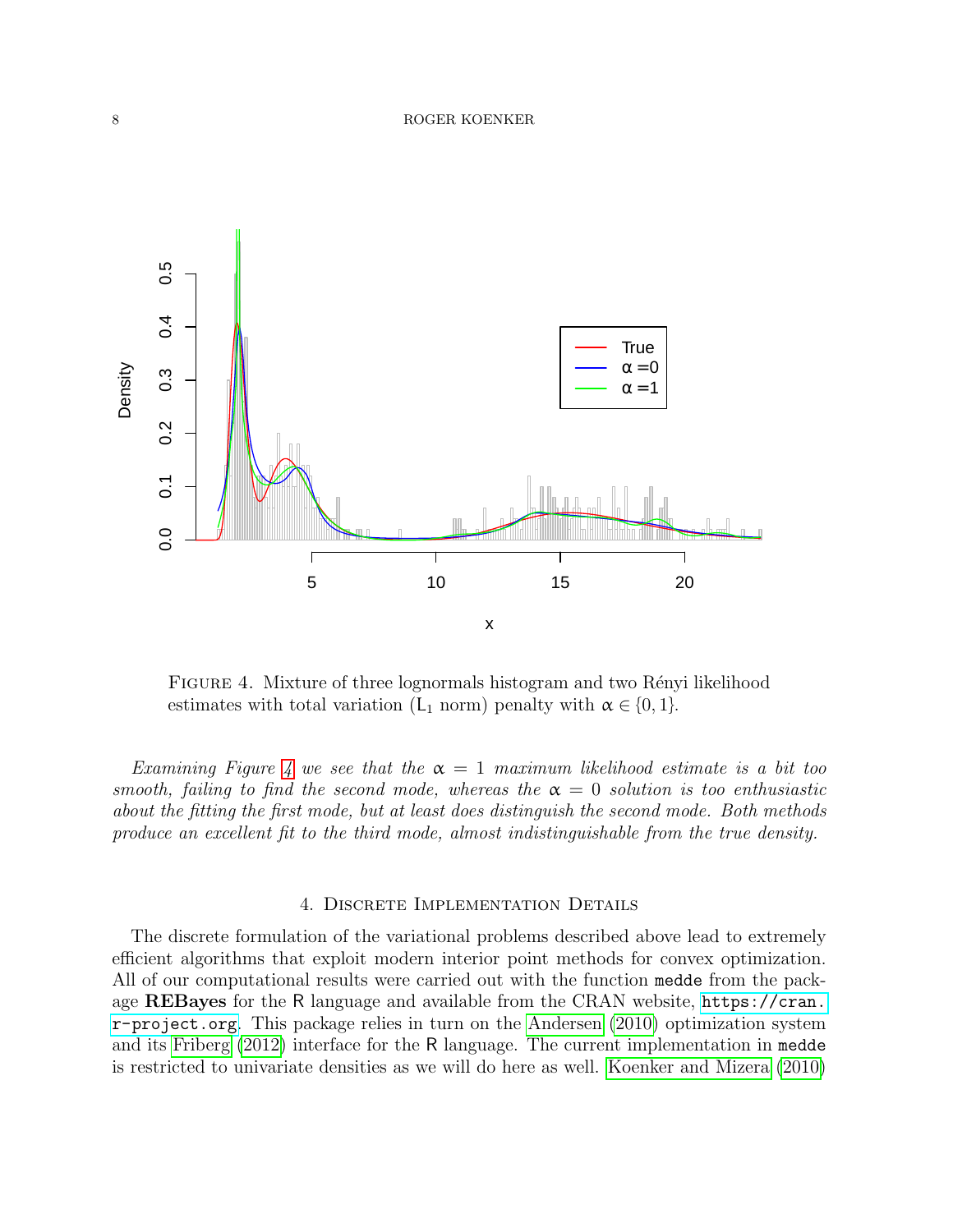Figure 4. Mixture of three lognormals histogram and two Rényi likelihood estimates with total variation ($L_1$ norm) penalty with $\alpha \in \{0, 1\}$.

*Examining Figure 4 we see that the $\alpha = 1$ maximum likelihood estimate is a bit too smooth, failing to find the second mode, whereas the $\alpha = 0$ solution is too enthusiastic about the fitting the first mode, but at least does distinguish the second mode. Both methods produce an excellent fit to the third mode, almost indistinguishable from the true density.*

## 4. Discrete Implementation Details

The discrete formulation of the variational problems described above lead to extremely efficient algorithms that exploit modern interior point methods for convex optimization. All of our computational results were carried out with the function `medde` from the package **REBayes** for the R language and available from the CRAN website, `https://cran.r-project.org`. This package relies in turn on the Andersen (2010) optimization system and its Friberg (2012) interface for the R language. The current implementation in `medde` is restricted to univariate densities as we will do here as well. Koenker and Mizera (2010)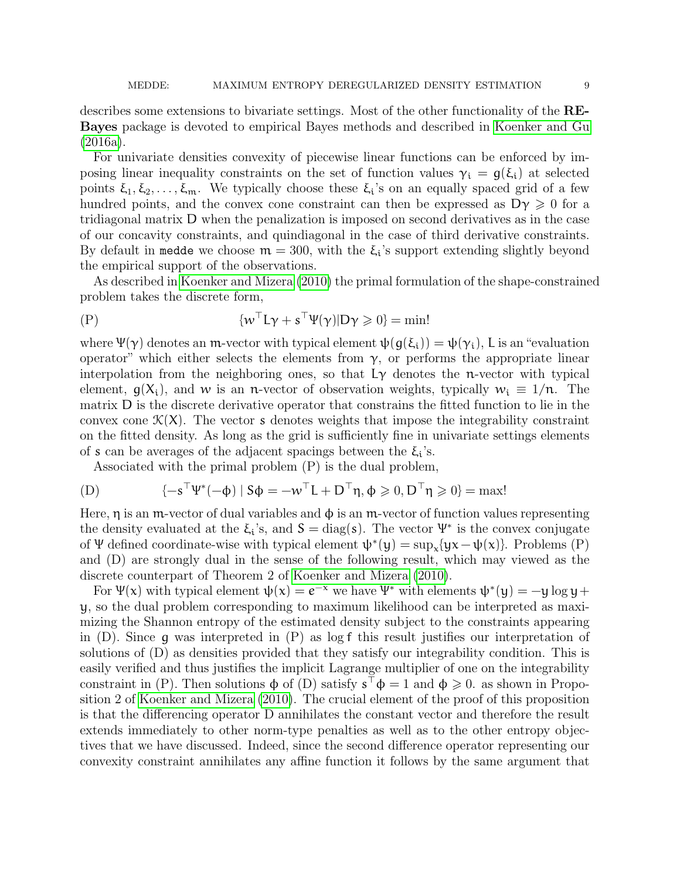describes some extensions to bivariate settings. Most of the other functionality of the **REBayes** package is devoted to empirical Bayes methods and described in Koenker and Gu (2016a).

For univariate densities convexity of piecewise linear functions can be enforced by imposing linear inequality constraints on the set of function values $\gamma_i = g(\xi_i)$ at selected points $\xi_1, \xi_2, \ldots, \xi_m$. We typically choose these $\xi_i$'s on an equally spaced grid of a few hundred points, and the convex cone constraint can then be expressed as $D\gamma \geqslant 0$ for a tridiagonal matrix $D$ when the penalization is imposed on second derivatives as in the case of our concavity constraints, and quindiagonal in the case of third derivative constraints. By default in `medde` we choose $m = 300$, with the $\xi_i$'s support extending slightly beyond the empirical support of the observations.

As described in Koenker and Mizera (2010) the primal formulation of the shape-constrained problem takes the discrete form,

$$\text{(P)} \qquad \{w^\top L\gamma + s^\top \Psi(\gamma) | D\gamma \geqslant 0\} = \min!$$

where $\Psi(\gamma)$ denotes an $m$-vector with typical element $\psi(g(\xi_i)) = \psi(\gamma_i)$, $L$ is an "evaluation operator" which either selects the elements from $\gamma$, or performs the appropriate linear interpolation from the neighboring ones, so that $L\gamma$ denotes the $n$-vector with typical element, $g(X_i)$, and $w$ is an $n$-vector of observation weights, typically $w_i \equiv 1/n$. The matrix $D$ is the discrete derivative operator that constrains the fitted function to lie in the convex cone $\mathcal{K}(X)$. The vector $s$ denotes weights that impose the integrability constraint on the fitted density. As long as the grid is sufficiently fine in univariate settings elements of $s$ can be averages of the adjacent spacings between the $\xi_i$'s.

Associated with the primal problem (P) is the dual problem,

$$\text{(D)} \qquad \{-s^\top \Psi^*(-\phi) \mid S\phi = -w^\top L + D^\top \eta, \phi \geqslant 0, D^\top \eta \geqslant 0\} = \max!$$

Here, $\eta$ is an $m$-vector of dual variables and $\phi$ is an $m$-vector of function values representing the density evaluated at the $\xi_i$'s, and $S = \text{diag}(s)$. The vector $\Psi^*$ is the convex conjugate of $\Psi$ defined coordinate-wise with typical element $\psi^*(y) = \sup_x \{yx - \psi(x)\}$. Problems (P) and (D) are strongly dual in the sense of the following result, which may viewed as the discrete counterpart of Theorem 2 of Koenker and Mizera (2010).

For $\Psi(x)$ with typical element $\psi(x) = e^{-x}$ we have $\Psi^*$ with elements $\psi^*(y) = -y \log y + y$, so the dual problem corresponding to maximum likelihood can be interpreted as maximizing the Shannon entropy of the estimated density subject to the constraints appearing in (D). Since $g$ was interpreted in (P) as $\log f$ this result justifies our interpretation of solutions of (D) as densities provided that they satisfy our integrability condition. This is easily verified and thus justifies the implicit Lagrange multiplier of one on the integrability constraint in (P). Then solutions $\phi$ of (D) satisfy $s^\top \phi = 1$ and $\phi \geqslant 0$. as shown in Proposition 2 of Koenker and Mizera (2010). The crucial element of the proof of this proposition is that the differencing operator $D$ annihilates the constant vector and therefore the result extends immediately to other norm-type penalties as well as to the other entropy objectives that we have discussed. Indeed, since the second difference operator representing our convexity constraint annihilates any affine function it follows by the same argument that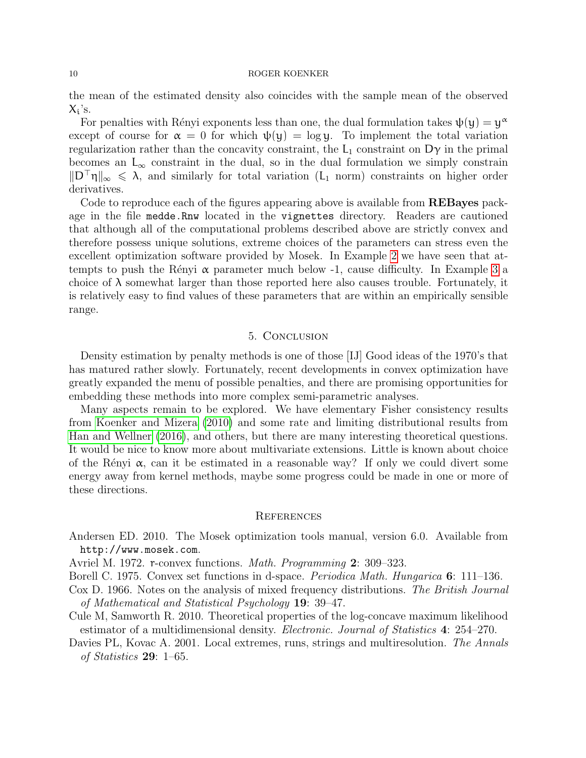the mean of the estimated density also coincides with the sample mean of the observed $X_i$'s.

For penalties with Rényi exponents less than one, the dual formulation takes $\psi(y) = y^\alpha$ except of course for $\alpha = 0$ for which $\psi(y) = \log y$. To implement the total variation regularization rather than the concavity constraint, the $L_1$ constraint on $D\gamma$ in the primal becomes an $L_\infty$ constraint in the dual, so in the dual formulation we simply constrain $\|D^\top \eta\|_\infty \leqslant \lambda$, and similarly for total variation ($L_1$ norm) constraints on higher order derivatives.

Code to reproduce each of the figures appearing above is available from **REBayes** package in the file `medde.Rnw` located in the `vignettes` directory. Readers are cautioned that although all of the computational problems described above are strictly convex and therefore possess unique solutions, extreme choices of the parameters can stress even the excellent optimization software provided by Mosek. In Example 2 we have seen that attempts to push the Rényi $\alpha$ parameter much below -1, cause difficulty. In Example 3 a choice of $\lambda$ somewhat larger than those reported here also causes trouble. Fortunately, it is relatively easy to find values of these parameters that are within an empirically sensible range.

## 5. Conclusion

Density estimation by penalty methods is one of those [IJ] Good ideas of the 1970's that has matured rather slowly. Fortunately, recent developments in convex optimization have greatly expanded the menu of possible penalties, and there are promising opportunities for embedding these methods into more complex semi-parametric analyses.

Many aspects remain to be explored. We have elementary Fisher consistency results from Koenker and Mizera (2010) and some rate and limiting distributional results from Han and Wellner (2016), and others, but there are many interesting theoretical questions. It would be nice to know more about multivariate extensions. Little is known about choice of the Rényi $\alpha$, can it be estimated in a reasonable way? If only we could divert some energy away from kernel methods, maybe some progress could be made in one or more of these directions.

## References

Andersen ED. 2010. The Mosek optimization tools manual, version 6.0. Available from `http://www.mosek.com`.

Avriel M. 1972. r-convex functions. *Math. Programming* **2**: 309–323.

Borell C. 1975. Convex set functions in d-space. *Periodica Math. Hungarica* **6**: 111–136.

Cox D. 1966. Notes on the analysis of mixed frequency distributions. *The British Journal of Mathematical and Statistical Psychology* **19**: 39–47.

Cule M, Samworth R. 2010. Theoretical properties of the log-concave maximum likelihood estimator of a multidimensional density. *Electronic. Journal of Statistics* **4**: 254–270.

Davies PL, Kovac A. 2001. Local extremes, runs, strings and multiresolution. *The Annals of Statistics* **29**: 1–65.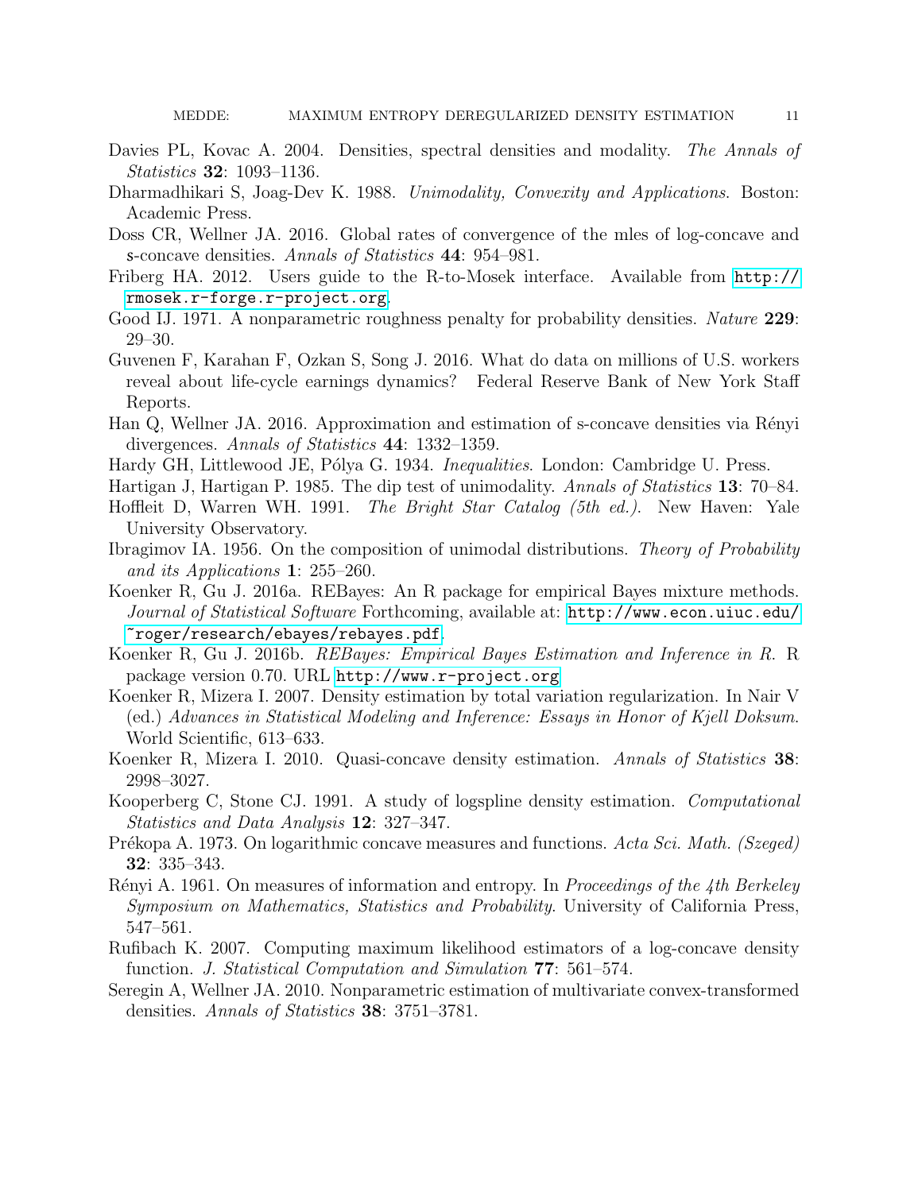Davies PL, Kovac A. 2004. Densities, spectral densities and modality. *The Annals of Statistics* **32**: 1093–1136.

Dharmadhikari S, Joag-Dev K. 1988. *Unimodality, Convexity and Applications*. Boston: Academic Press.

Doss CR, Wellner JA. 2016. Global rates of convergence of the mles of log-concave and s-concave densities. *Annals of Statistics* **44**: 954–981.

Friberg HA. 2012. Users guide to the R-to-Mosek interface. Available from http://rmosek.r-forge.r-project.org.

Good IJ. 1971. A nonparametric roughness penalty for probability densities. *Nature* **229**: 29–30.

Guvenen F, Karahan F, Ozkan S, Song J. 2016. What do data on millions of U.S. workers reveal about life-cycle earnings dynamics? Federal Reserve Bank of New York Staff Reports.

Han Q, Wellner JA. 2016. Approximation and estimation of s-concave densities via Rényi divergences. *Annals of Statistics* **44**: 1332–1359.

Hardy GH, Littlewood JE, Pólya G. 1934. *Inequalities*. London: Cambridge U. Press.

Hartigan J, Hartigan P. 1985. The dip test of unimodality. *Annals of Statistics* **13**: 70–84.

Hoffleit D, Warren WH. 1991. *The Bright Star Catalog (5th ed.)*. New Haven: Yale University Observatory.

Ibragimov IA. 1956. On the composition of unimodal distributions. *Theory of Probability and its Applications* **1**: 255–260.

Koenker R, Gu J. 2016a. REBayes: An R package for empirical Bayes mixture methods. *Journal of Statistical Software* Forthcoming, available at: http://www.econ.uiuc.edu/~roger/research/ebayes/rebayes.pdf.

Koenker R, Gu J. 2016b. *REBayes: Empirical Bayes Estimation and Inference in R*. R package version 0.70. URL http://www.r-project.org

Koenker R, Mizera I. 2007. Density estimation by total variation regularization. In Nair V (ed.) *Advances in Statistical Modeling and Inference: Essays in Honor of Kjell Doksum*. World Scientific, 613–633.

Koenker R, Mizera I. 2010. Quasi-concave density estimation. *Annals of Statistics* **38**: 2998–3027.

Kooperberg C, Stone CJ. 1991. A study of logspline density estimation. *Computational Statistics and Data Analysis* **12**: 327–347.

Prékopa A. 1973. On logarithmic concave measures and functions. *Acta Sci. Math. (Szeged)* **32**: 335–343.

Rényi A. 1961. On measures of information and entropy. In *Proceedings of the 4th Berkeley Symposium on Mathematics, Statistics and Probability*. University of California Press, 547–561.

Rufibach K. 2007. Computing maximum likelihood estimators of a log-concave density function. *J. Statistical Computation and Simulation* **77**: 561–574.

Seregin A, Wellner JA. 2010. Nonparametric estimation of multivariate convex-transformed densities. *Annals of Statistics* **38**: 3751–3781.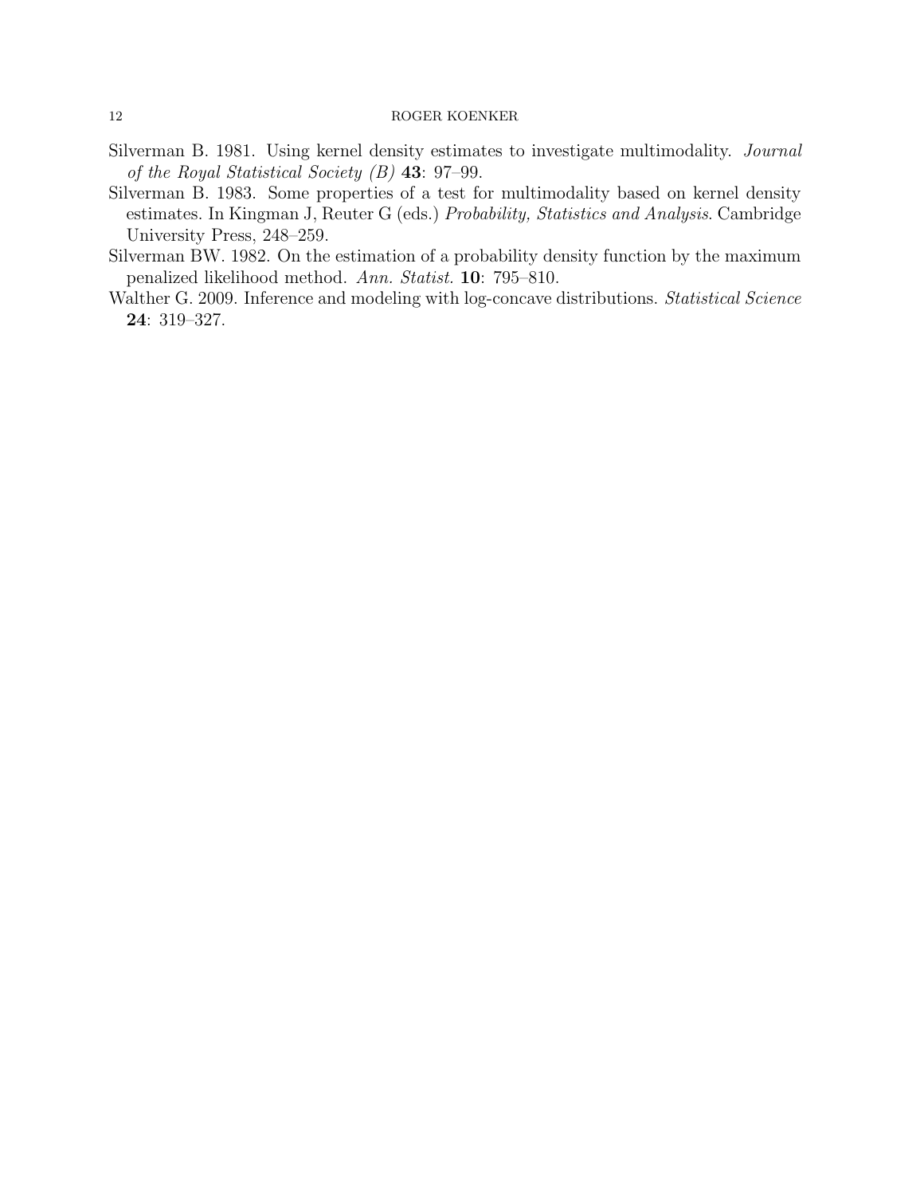Silverman B. 1981. Using kernel density estimates to investigate multimodality. *Journal of the Royal Statistical Society (B)* **43**: 97–99.

Silverman B. 1983. Some properties of a test for multimodality based on kernel density estimates. In Kingman J, Reuter G (eds.) *Probability, Statistics and Analysis*. Cambridge University Press, 248–259.

Silverman BW. 1982. On the estimation of a probability density function by the maximum penalized likelihood method. *Ann. Statist.* **10**: 795–810.

Walther G. 2009. Inference and modeling with log-concave distributions. *Statistical Science* **24**: 319–327.